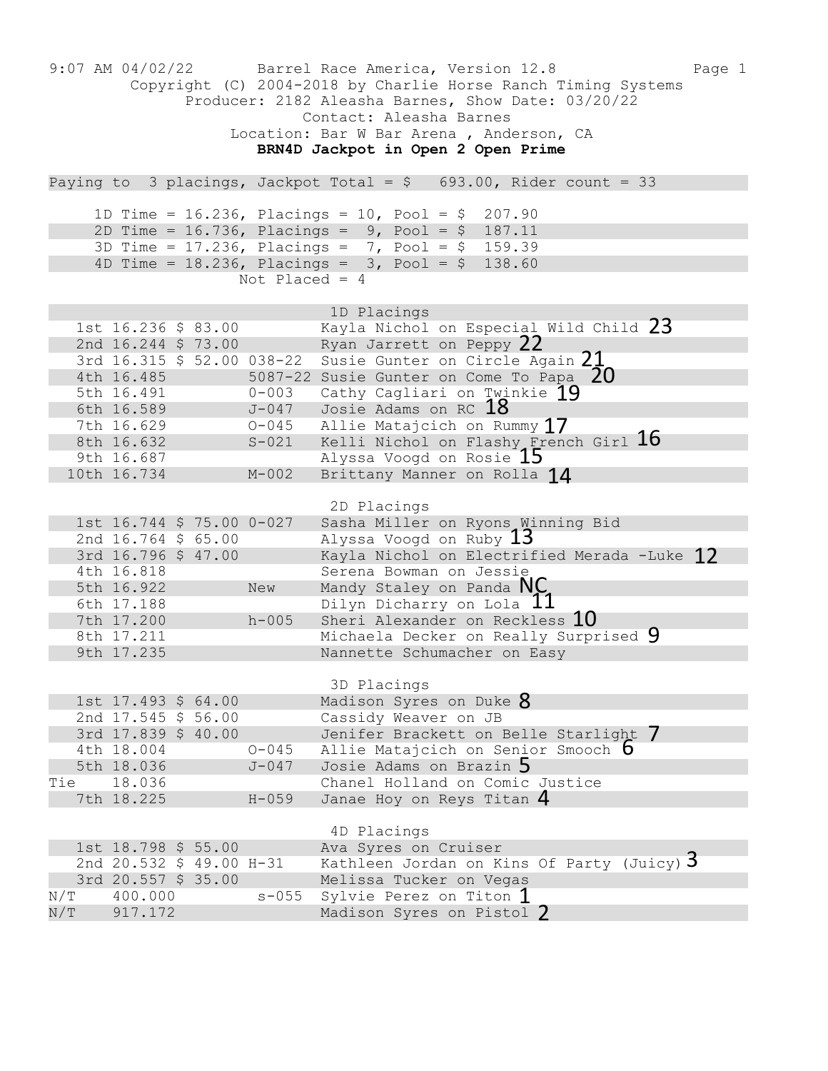9:07 AM 04/02/22 Barrel Race America, Version 12.8

Copyright (C) 2004-2018 by Charlie Horse Ranch Timing Systems

Producer: 2182 Aleasha Barnes, Show Date: 03/20/22

Contact: Aleasha Barnes

Location: Bar W Bar Arena , Anderson, CA

**BRN4D Jackpot in Open 2 Open Prime**

Paying to 3 placings, Jackpot Total = $ 693.00, Rider count = 33

| Division | Time | Placings | Pool |
|---|---|---|---|
| 1D | 16.236 | 10 | $ 207.90 |
| 2D | 16.736 | 9 | $ 187.11 |
| 3D | 17.236 | 7 | $ 159.39 |
| 4D | 18.236 | 3 | $ 138.60 |

Not Placed = 4

## 1D Placings

| Place | Time | Payout | ID | Rider / Horse | |
|---|---|---|---|---|---|
| 1st | 16.236 | $ 83.00 | | Kayla Nichol on Especial Wild Child | 23 |
| 2nd | 16.244 | $ 73.00 | | Ryan Jarrett on Peppy | 22 |
| 3rd | 16.315 | $ 52.00 | 038-22 | Susie Gunter on Circle Again | 21 |
| 4th | 16.485 | | 5087-22 | Susie Gunter on Come To Papa | 20 |
| 5th | 16.491 | | 0-003 | Cathy Cagliari on Twinkie | 19 |
| 6th | 16.589 | | J-047 | Josie Adams on RC | 18 |
| 7th | 16.629 | | O-045 | Allie Matajcich on Rummy | 17 |
| 8th | 16.632 | | S-021 | Kelli Nichol on Flashy French Girl | 16 |
| 9th | 16.687 | | | Alyssa Voogd on Rosie | 15 |
| 10th | 16.734 | | M-002 | Brittany Manner on Rolla | 14 |

## 2D Placings

| Place | Time | Payout | ID | Rider / Horse | |
|---|---|---|---|---|---|
| 1st | 16.744 | $ 75.00 | 0-027 | Sasha Miller on Ryons Winning Bid | |
| 2nd | 16.764 | $ 65.00 | | Alyssa Voogd on Ruby | 13 |
| 3rd | 16.796 | $ 47.00 | | Kayla Nichol on Electrified Merada -Luke | 12 |
| 4th | 16.818 | | | Serena Bowman on Jessie | |
| 5th | 16.922 | | New | Mandy Staley on Panda | NC |
| 6th | 17.188 | | | Dilyn Dicharry on Lola | 11 |
| 7th | 17.200 | | h-005 | Sheri Alexander on Reckless | 10 |
| 8th | 17.211 | | | Michaela Decker on Really Surprised | 9 |
| 9th | 17.235 | | | Nannette Schumacher on Easy | |

## 3D Placings

| Place | Time | Payout | ID | Rider / Horse | |
|---|---|---|---|---|---|
| 1st | 17.493 | $ 64.00 | | Madison Syres on Duke | 8 |
| 2nd | 17.545 | $ 56.00 | | Cassidy Weaver on JB | |
| 3rd | 17.839 | $ 40.00 | | Jenifer Brackett on Belle Starlight | 7 |
| 4th | 18.004 | | O-045 | Allie Matajcich on Senior Smooch | 6 |
| 5th | 18.036 | | J-047 | Josie Adams on Brazin | 5 |
| Tie | 18.036 | | | Chanel Holland on Comic Justice | |
| 7th | 18.225 | | H-059 | Janae Hoy on Reys Titan | 4 |

## 4D Placings

| Place | Time | Payout | ID | Rider / Horse | |
|---|---|---|---|---|---|
| 1st | 18.798 | $ 55.00 | | Ava Syres on Cruiser | |
| 2nd | 20.532 | $ 49.00 | H-31 | Kathleen Jordan on Kins Of Party (Juicy) | 3 |
| 3rd | 20.557 | $ 35.00 | | Melissa Tucker on Vegas | |
| N/T | 400.000 | | s-055 | Sylvie Perez on Titon | 1 |
| N/T | 917.172 | | | Madison Syres on Pistol | 2 |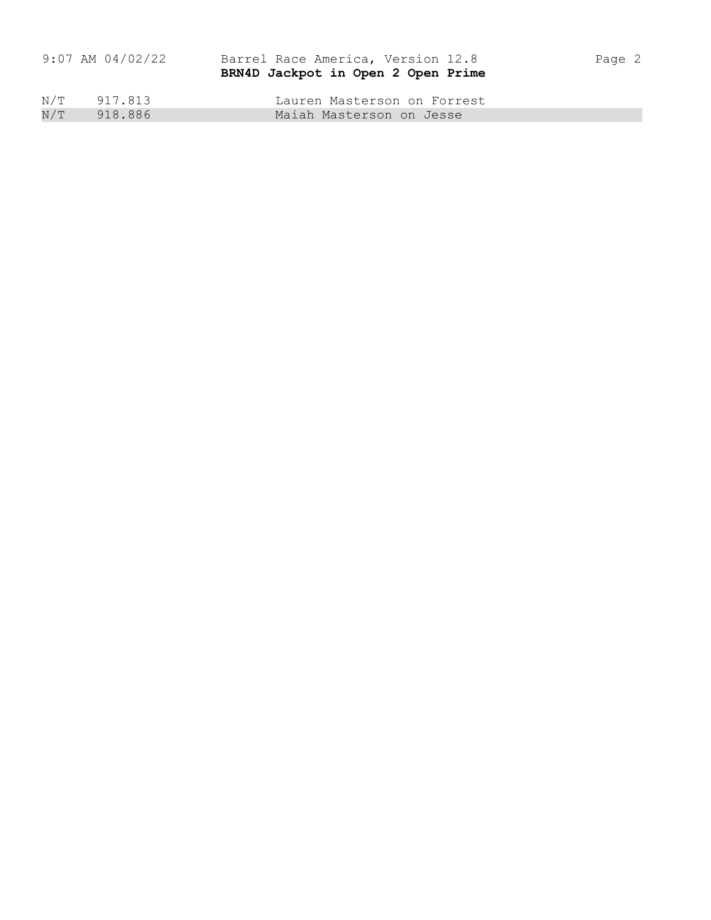| | | |
|---|---|---|
| N/T | 917.813 | Lauren Masterson on Forrest |
| N/T | 918.886 | Maiah Masterson on Jesse |